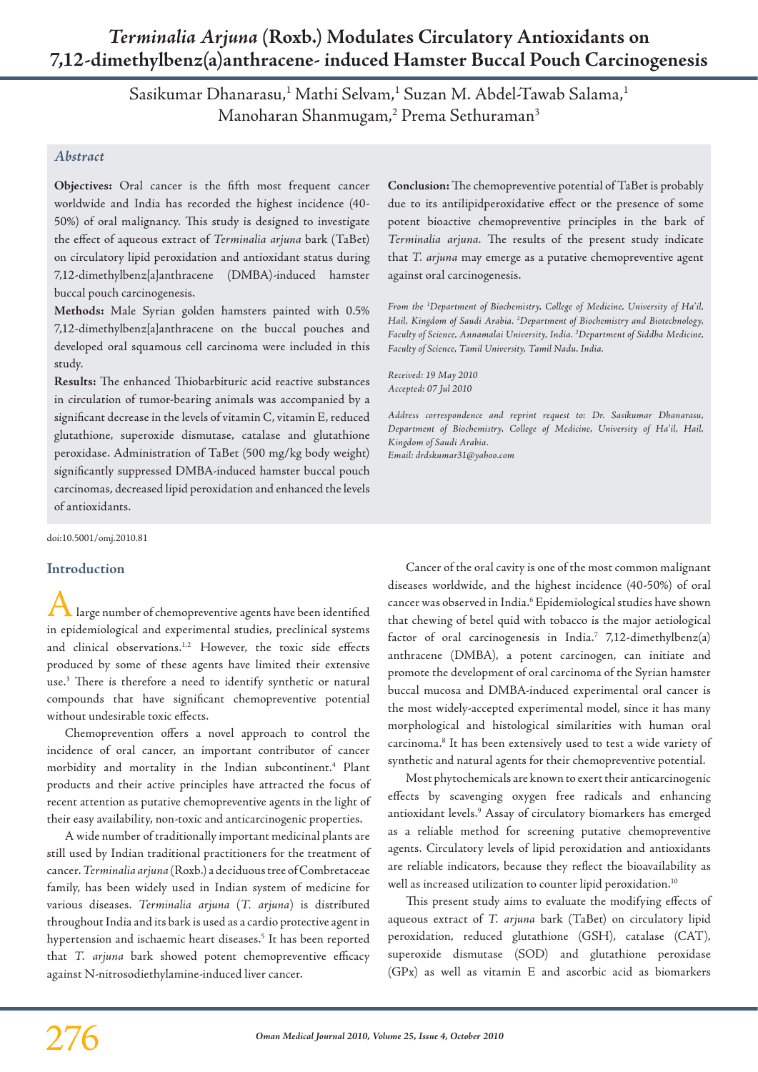# *Terminalia Arjuna* (Roxb.) Modulates Circulatory Antioxidants on 7,12-dimethylbenz(a)anthracene- induced Hamster Buccal Pouch Carcinogenesis

Sasikumar Dhanarasu,[1] Mathi Selvam,[1] Suzan M. Abdel-Tawab Salama,[1] Manoharan Shanmugam,[2] Prema Sethuraman[3]

## *Abstract*

**Objectives:** Oral cancer is the fifth most frequent cancer worldwide and India has recorded the highest incidence (40-50%) of oral malignancy. This study is designed to investigate the effect of aqueous extract of *Terminalia arjuna* bark (TaBet) on circulatory lipid peroxidation and antioxidant status during 7,12-dimethylbenz[a]anthracene (DMBA)-induced hamster buccal pouch carcinogenesis.

**Methods:** Male Syrian golden hamsters painted with 0.5% 7,12-dimethylbenz[a]anthracene on the buccal pouches and developed oral squamous cell carcinoma were included in this study.

**Results:** The enhanced Thiobarbituric acid reactive substances in circulation of tumor-bearing animals was accompanied by a significant decrease in the levels of vitamin C, vitamin E, reduced glutathione, superoxide dismutase, catalase and glutathione peroxidase. Administration of TaBet (500 mg/kg body weight) significantly suppressed DMBA-induced hamster buccal pouch carcinomas, decreased lipid peroxidation and enhanced the levels of antioxidants.

**Conclusion:** The chemopreventive potential of TaBet is probably due to its antilipidperoxidative effect or the presence of some potent bioactive chemopreventive principles in the bark of *Terminalia arjuna*. The results of the present study indicate that *T. arjuna* may emerge as a putative chemopreventive agent against oral carcinogenesis.

*From the [1]Department of Biochemistry, College of Medicine, University of Ha'il, Hail, Kingdom of Saudi Arabia. [2]Department of Biochemistry and Biotechnology, Faculty of Science, Annamalai University, India. [3]Department of Siddha Medicine, Faculty of Science, Tamil University, Tamil Nadu, India.*

*Received: 19 May 2010*
*Accepted: 07 Jul 2010*

*Address correspondence and reprint request to: Dr. Sasikumar Dhanarasu, Department of Biochemistry, College of Medicine, University of Ha'il, Hail, Kingdom of Saudi Arabia.*
*Email: drdskumar31@yahoo.com*

doi:10.5001/omj.2010.81

## Introduction

A large number of chemopreventive agents have been identified in epidemiological and experimental studies, preclinical systems and clinical observations.[1,2] However, the toxic side effects produced by some of these agents have limited their extensive use.[3] There is therefore a need to identify synthetic or natural compounds that have significant chemopreventive potential without undesirable toxic effects.

Chemoprevention offers a novel approach to control the incidence of oral cancer, an important contributor of cancer morbidity and mortality in the Indian subcontinent.[4] Plant products and their active principles have attracted the focus of recent attention as putative chemopreventive agents in the light of their easy availability, non-toxic and anticarcinogenic properties.

A wide number of traditionally important medicinal plants are still used by Indian traditional practitioners for the treatment of cancer. *Terminalia arjuna* (Roxb.) a deciduous tree of Combretaceae family, has been widely used in Indian system of medicine for various diseases. *Terminalia arjuna* (*T. arjuna*) is distributed throughout India and its bark is used as a cardio protective agent in hypertension and ischaemic heart diseases.[5] It has been reported that *T. arjuna* bark showed potent chemopreventive efficacy against N-nitrosodiethylamine-induced liver cancer.

Cancer of the oral cavity is one of the most common malignant diseases worldwide, and the highest incidence (40-50%) of oral cancer was observed in India.[6] Epidemiological studies have shown that chewing of betel quid with tobacco is the major aetiological factor of oral carcinogenesis in India.[7] 7,12-dimethylbenz(a) anthracene (DMBA), a potent carcinogen, can initiate and promote the development of oral carcinoma of the Syrian hamster buccal mucosa and DMBA-induced experimental oral cancer is the most widely-accepted experimental model, since it has many morphological and histological similarities with human oral carcinoma.[8] It has been extensively used to test a wide variety of synthetic and natural agents for their chemopreventive potential.

Most phytochemicals are known to exert their anticarcinogenic effects by scavenging oxygen free radicals and enhancing antioxidant levels.[9] Assay of circulatory biomarkers has emerged as a reliable method for screening putative chemopreventive agents. Circulatory levels of lipid peroxidation and antioxidants are reliable indicators, because they reflect the bioavailability as well as increased utilization to counter lipid peroxidation.[10]

This present study aims to evaluate the modifying effects of aqueous extract of *T. arjuna* bark (TaBet) on circulatory lipid peroxidation, reduced glutathione (GSH), catalase (CAT), superoxide dismutase (SOD) and glutathione peroxidase (GPx) as well as vitamin E and ascorbic acid as biomarkers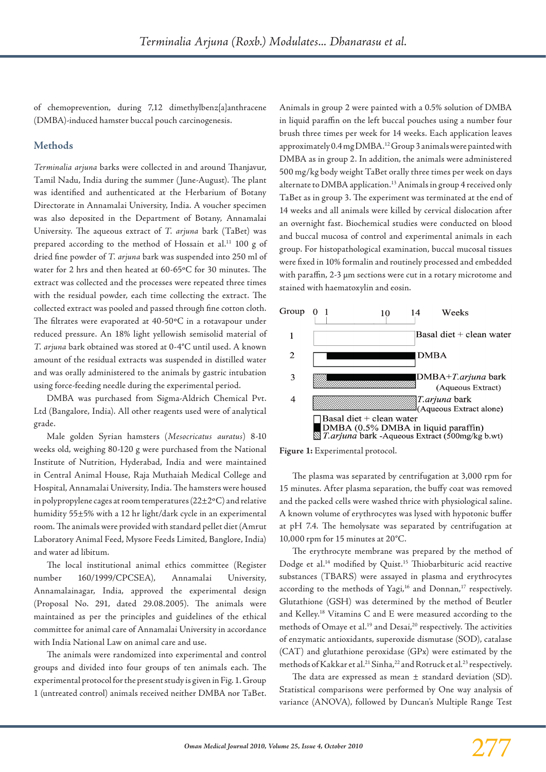of chemoprevention, during 7,12 dimethylbenz[a]anthracene (DMBA)-induced hamster buccal pouch carcinogenesis.

## Methods

*Terminalia arjuna* barks were collected in and around Thanjavur, Tamil Nadu, India during the summer (June-August). The plant was identified and authenticated at the Herbarium of Botany Directorate in Annamalai University, India. A voucher specimen was also deposited in the Department of Botany, Annamalai University. The aqueous extract of *T. arjuna* bark (TaBet) was prepared according to the method of Hossain et al.[11] 100 g of dried fine powder of *T. arjuna* bark was suspended into 250 ml of water for 2 hrs and then heated at 60-65°C for 30 minutes. The extract was collected and the processes were repeated three times with the residual powder, each time collecting the extract. The collected extract was pooled and passed through fine cotton cloth. The filtrates were evaporated at 40-50°C in a rotavapour under reduced pressure. An 18% light yellowish semisolid material of *T. arjuna* bark obtained was stored at 0-4°C until used. A known amount of the residual extracts was suspended in distilled water and was orally administered to the animals by gastric intubation using force-feeding needle during the experimental period.

DMBA was purchased from Sigma-Aldrich Chemical Pvt. Ltd (Bangalore, India). All other reagents used were of analytical grade.

Male golden Syrian hamsters (*Mesocricatus auratus*) 8-10 weeks old, weighing 80-120 g were purchased from the National Institute of Nutrition, Hyderabad, India and were maintained in Central Animal House, Raja Muthaiah Medical College and Hospital, Annamalai University, India. The hamsters were housed in polypropylene cages at room temperatures (22±2°C) and relative humidity 55±5% with a 12 hr light/dark cycle in an experimental room. The animals were provided with standard pellet diet (Amrut Laboratory Animal Feed, Mysore Feeds Limited, Banglore, India) and water ad libitum.

The local institutional animal ethics committee (Register number 160/1999/CPCSEA), Annamalai University, Annamalainagar, India, approved the experimental design (Proposal No. 291, dated 29.08.2005). The animals were maintained as per the principles and guidelines of the ethical committee for animal care of Annamalai University in accordance with India National Law on animal care and use.

The animals were randomized into experimental and control groups and divided into four groups of ten animals each. The experimental protocol for the present study is given in Fig. 1. Group 1 (untreated control) animals received neither DMBA nor TaBet. Animals in group 2 were painted with a 0.5% solution of DMBA in liquid paraffin on the left buccal pouches using a number four brush three times per week for 14 weeks. Each application leaves approximately 0.4 mg DMBA.[12] Group 3 animals were painted with DMBA as in group 2. In addition, the animals were administered 500 mg/kg body weight TaBet orally three times per week on days alternate to DMBA application.[13] Animals in group 4 received only TaBet as in group 3. The experiment was terminated at the end of 14 weeks and all animals were killed by cervical dislocation after an overnight fast. Biochemical studies were conducted on blood and buccal mucosa of control and experimental animals in each group. For histopathological examination, buccal mucosal tissues were fixed in 10% formalin and routinely processed and embedded with paraffin, 2-3 µm sections were cut in a rotary microtome and stained with haematoxylin and eosin.

| Group | Weeks 0 – 14 |
|---|---|
| 1 | Basal diet + clean water |
| 2 | DMBA |
| 3 | DMBA+*T.arjuna* bark (Aqueous Extract) |
| 4 | *T.arjuna* bark (Aqueous Extract alone) |

Legend: □ Basal diet + clean water; ■ DMBA (0.5% DMBA in liquid paraffin); ▨ *T.arjuna* bark -Aqueous Extract (500mg/kg b.wt)

**Figure 1:** Experimental protocol.

The plasma was separated by centrifugation at 3,000 rpm for 15 minutes. After plasma separation, the buffy coat was removed and the packed cells were washed thrice with physiological saline. A known volume of erythrocytes was lysed with hypotonic buffer at pH 7.4. The hemolysate was separated by centrifugation at 10,000 rpm for 15 minutes at 20°C.

The erythrocyte membrane was prepared by the method of Dodge et al.[14] modified by Quist.[15] Thiobarbituric acid reactive substances (TBARS) were assayed in plasma and erythrocytes according to the methods of Yagi,[16] and Donnan,[17] respectively. Glutathione (GSH) was determined by the method of Beutler and Kelley.[18] Vitamins C and E were measured according to the methods of Omaye et al.[19] and Desai,[20] respectively. The activities of enzymatic antioxidants, superoxide dismutase (SOD), catalase (CAT) and glutathione peroxidase (GPx) were estimated by the methods of Kakkar et al.[21] Sinha,[22] and Rotruck et al.[23] respectively.

The data are expressed as mean ± standard deviation (SD). Statistical comparisons were performed by One way analysis of variance (ANOVA), followed by Duncan's Multiple Range Test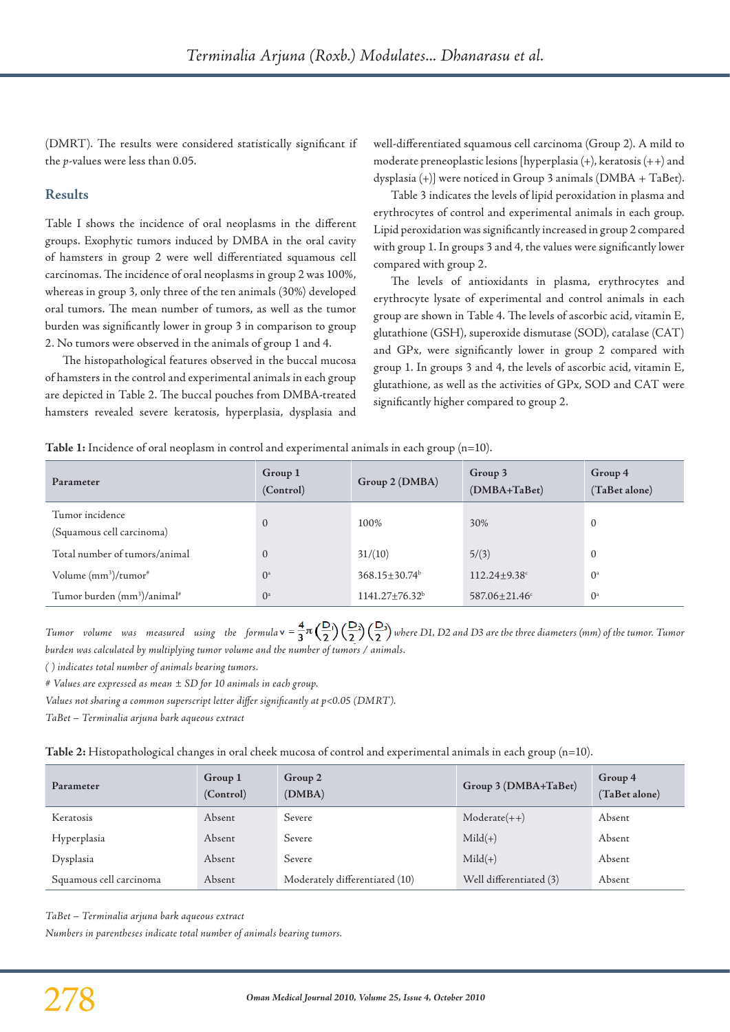(DMRT). The results were considered statistically significant if the *p*-values were less than 0.05.

## Results

Table I shows the incidence of oral neoplasms in the different groups. Exophytic tumors induced by DMBA in the oral cavity of hamsters in group 2 were well differentiated squamous cell carcinomas. The incidence of oral neoplasms in group 2 was 100%, whereas in group 3, only three of the ten animals (30%) developed oral tumors. The mean number of tumors, as well as the tumor burden was significantly lower in group 3 in comparison to group 2. No tumors were observed in the animals of group 1 and 4.

The histopathological features observed in the buccal mucosa of hamsters in the control and experimental animals in each group are depicted in Table 2. The buccal pouches from DMBA-treated hamsters revealed severe keratosis, hyperplasia, dysplasia and well-differentiated squamous cell carcinoma (Group 2). A mild to moderate preneoplastic lesions [hyperplasia (+), keratosis (++) and dysplasia (+)] were noticed in Group 3 animals (DMBA + TaBet).

Table 3 indicates the levels of lipid peroxidation in plasma and erythrocytes of control and experimental animals in each group. Lipid peroxidation was significantly increased in group 2 compared with group 1. In groups 3 and 4, the values were significantly lower compared with group 2.

The levels of antioxidants in plasma, erythrocytes and erythrocyte lysate of experimental and control animals in each group are shown in Table 4. The levels of ascorbic acid, vitamin E, glutathione (GSH), superoxide dismutase (SOD), catalase (CAT) and GPx, were significantly lower in group 2 compared with group 1. In groups 3 and 4, the levels of ascorbic acid, vitamin E, glutathione, as well as the activities of GPx, SOD and CAT were significantly higher compared to group 2.

**Table 1:** Incidence of oral neoplasm in control and experimental animals in each group (n=10).

| Parameter | Group 1 (Control) | Group 2 (DMBA) | Group 3 (DMBA+TaBet) | Group 4 (TaBet alone) |
|---|---|---|---|---|
| Tumor incidence (Squamous cell carcinoma) | 0 | 100% | 30% | 0 |
| Total number of tumors/animal | 0 | 31/(10) | 5/(3) | 0 |
| Volume (mm$^3$)/tumor# | 0[a] | 368.15±30.74[b] | 112.24±9.38[c] | 0[a] |
| Tumor burden (mm$^3$)/animal# | 0[a] | 1141.27±76.32[b] | 587.06±21.46[c] | 0[a] |

*Tumor volume was measured using the formula* $v = \frac{4}{3}\pi\left(\frac{D_1}{2}\right)\left(\frac{D_2}{2}\right)\left(\frac{D_3}{2}\right)$ *where D1, D2 and D3 are the three diameters (mm) of the tumor. Tumor burden was calculated by multiplying tumor volume and the number of tumors / animals.*

*( ) indicates total number of animals bearing tumors.*

*# Values are expressed as mean ± SD for 10 animals in each group.*

*Values not sharing a common superscript letter differ significantly at p<0.05 (DMRT).*

*TaBet – Terminalia arjuna bark aqueous extract*

**Table 2:** Histopathological changes in oral cheek mucosa of control and experimental animals in each group (n=10).

| Parameter | Group 1 (Control) | Group 2 (DMBA) | Group 3 (DMBA+TaBet) | Group 4 (TaBet alone) |
|---|---|---|---|---|
| Keratosis | Absent | Severe | Moderate(++) | Absent |
| Hyperplasia | Absent | Severe | Mild(+) | Absent |
| Dysplasia | Absent | Severe | Mild(+) | Absent |
| Squamous cell carcinoma | Absent | Moderately differentiated (10) | Well differentiated (3) | Absent |

*TaBet – Terminalia arjuna bark aqueous extract*

*Numbers in parentheses indicate total number of animals bearing tumors.*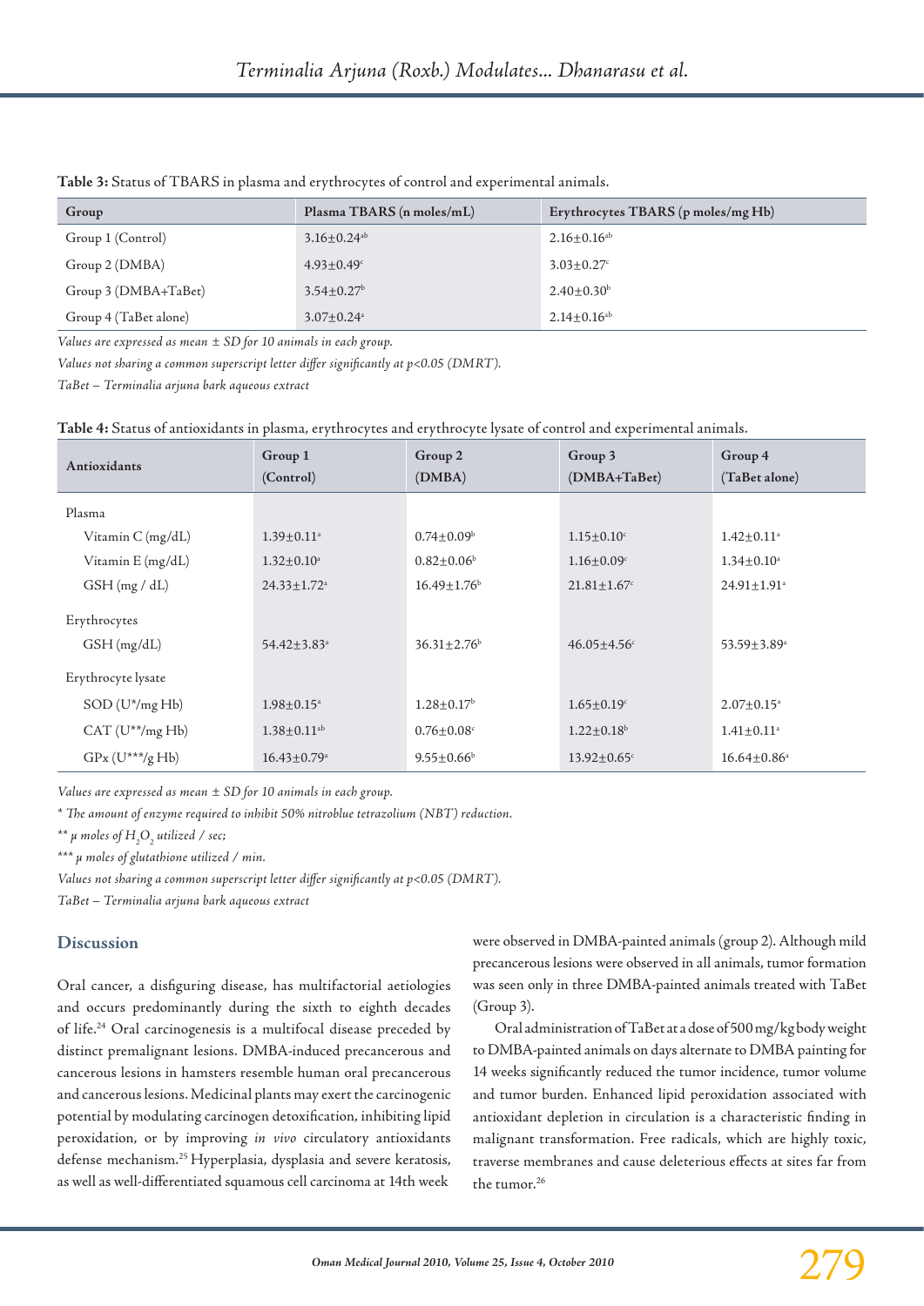**Table 3:** Status of TBARS in plasma and erythrocytes of control and experimental animals.

| Group | Plasma TBARS (n moles/mL) | Erythrocytes TBARS (p moles/mg Hb) |
|---|---|---|
| Group 1 (Control) | 3.16±0.24[ab] | 2.16±0.16[ab] |
| Group 2 (DMBA) | 4.93±0.49[c] | 3.03±0.27[c] |
| Group 3 (DMBA+TaBet) | 3.54±0.27[b] | 2.40±0.30[b] |
| Group 4 (TaBet alone) | 3.07±0.24[a] | 2.14±0.16[ab] |

*Values are expressed as mean ± SD for 10 animals in each group.*

*Values not sharing a common superscript letter differ significantly at $p<0.05$ (DMRT).*

*TaBet – Terminalia arjuna bark aqueous extract*

**Table 4:** Status of antioxidants in plasma, erythrocytes and erythrocyte lysate of control and experimental animals.

| Antioxidants | Group 1 (Control) | Group 2 (DMBA) | Group 3 (DMBA+TaBet) | Group 4 (TaBet alone) |
|---|---|---|---|---|
| Plasma | | | | |
| Vitamin C (mg/dL) | 1.39±0.11[a] | 0.74±0.09[b] | 1.15±0.10[c] | 1.42±0.11[a] |
| Vitamin E (mg/dL) | 1.32±0.10[a] | 0.82±0.06[b] | 1.16±0.09[c] | 1.34±0.10[a] |
| GSH (mg / dL) | 24.33±1.72[a] | 16.49±1.76[b] | 21.81±1.67[c] | 24.91±1.91[a] |
| Erythrocytes | | | | |
| GSH (mg/dL) | 54.42±3.83[a] | 36.31±2.76[b] | 46.05±4.56[c] | 53.59±3.89[a] |
| Erythrocyte lysate | | | | |
| SOD (U*/mg Hb) | 1.98±0.15[a] | 1.28±0.17[b] | 1.65±0.19[c] | 2.07±0.15[a] |
| CAT (U**/mg Hb) | 1.38±0.11[ab] | 0.76±0.08[c] | 1.22±0.18[b] | 1.41±0.11[a] |
| GPx (U***/g Hb) | 16.43±0.79[a] | 9.55±0.66[b] | 13.92±0.65[c] | 16.64±0.86[a] |

*Values are expressed as mean ± SD for 10 animals in each group.*

*\* The amount of enzyme required to inhibit 50% nitroblue tetrazolium (NBT) reduction.*

*\*\* μ moles of $H_2O_2$ utilized / sec;*

*\*\*\* μ moles of glutathione utilized / min.*

*Values not sharing a common superscript letter differ significantly at $p<0.05$ (DMRT).*

*TaBet – Terminalia arjuna bark aqueous extract*

## Discussion

Oral cancer, a disfiguring disease, has multifactorial aetiologies and occurs predominantly during the sixth to eighth decades of life.[24] Oral carcinogenesis is a multifocal disease preceded by distinct premalignant lesions. DMBA-induced precancerous and cancerous lesions in hamsters resemble human oral precancerous and cancerous lesions. Medicinal plants may exert the carcinogenic potential by modulating carcinogen detoxification, inhibiting lipid peroxidation, or by improving *in vivo* circulatory antioxidants defense mechanism.[25] Hyperplasia, dysplasia and severe keratosis, as well as well-differentiated squamous cell carcinoma at 14th week were observed in DMBA-painted animals (group 2). Although mild precancerous lesions were observed in all animals, tumor formation was seen only in three DMBA-painted animals treated with TaBet (Group 3).

Oral administration of TaBet at a dose of 500 mg/kg body weight to DMBA-painted animals on days alternate to DMBA painting for 14 weeks significantly reduced the tumor incidence, tumor volume and tumor burden. Enhanced lipid peroxidation associated with antioxidant depletion in circulation is a characteristic finding in malignant transformation. Free radicals, which are highly toxic, traverse membranes and cause deleterious effects at sites far from the tumor.[26]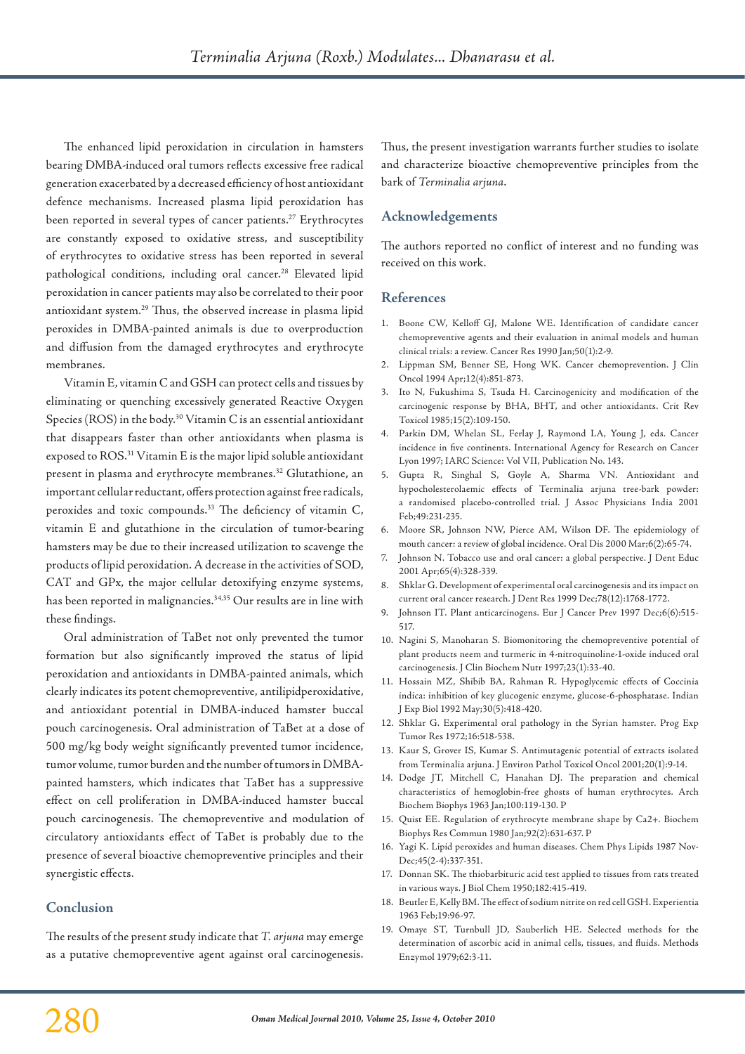The enhanced lipid peroxidation in circulation in hamsters bearing DMBA-induced oral tumors reflects excessive free radical generation exacerbated by a decreased efficiency of host antioxidant defence mechanisms. Increased plasma lipid peroxidation has been reported in several types of cancer patients.[27] Erythrocytes are constantly exposed to oxidative stress, and susceptibility of erythrocytes to oxidative stress has been reported in several pathological conditions, including oral cancer.[28] Elevated lipid peroxidation in cancer patients may also be correlated to their poor antioxidant system.[29] Thus, the observed increase in plasma lipid peroxides in DMBA-painted animals is due to overproduction and diffusion from the damaged erythrocytes and erythrocyte membranes.

Vitamin E, vitamin C and GSH can protect cells and tissues by eliminating or quenching excessively generated Reactive Oxygen Species (ROS) in the body.[30] Vitamin C is an essential antioxidant that disappears faster than other antioxidants when plasma is exposed to ROS.[31] Vitamin E is the major lipid soluble antioxidant present in plasma and erythrocyte membranes.[32] Glutathione, an important cellular reductant, offers protection against free radicals, peroxides and toxic compounds.[33] The deficiency of vitamin C, vitamin E and glutathione in the circulation of tumor-bearing hamsters may be due to their increased utilization to scavenge the products of lipid peroxidation. A decrease in the activities of SOD, CAT and GPx, the major cellular detoxifying enzyme systems, has been reported in malignancies.[34,35] Our results are in line with these findings.

Oral administration of TaBet not only prevented the tumor formation but also significantly improved the status of lipid peroxidation and antioxidants in DMBA-painted animals, which clearly indicates its potent chemopreventive, antilipidperoxidative, and antioxidant potential in DMBA-induced hamster buccal pouch carcinogenesis. Oral administration of TaBet at a dose of 500 mg/kg body weight significantly prevented tumor incidence, tumor volume, tumor burden and the number of tumors in DMBA-painted hamsters, which indicates that TaBet has a suppressive effect on cell proliferation in DMBA-induced hamster buccal pouch carcinogenesis. The chemopreventive and modulation of circulatory antioxidants effect of TaBet is probably due to the presence of several bioactive chemopreventive principles and their synergistic effects.

## Conclusion

The results of the present study indicate that *T. arjuna* may emerge as a putative chemopreventive agent against oral carcinogenesis. Thus, the present investigation warrants further studies to isolate and characterize bioactive chemopreventive principles from the bark of *Terminalia arjuna*.

## Acknowledgements

The authors reported no conflict of interest and no funding was received on this work.

## References

1. Boone CW, Kelloff GJ, Malone WE. Identification of candidate cancer chemopreventive agents and their evaluation in animal models and human clinical trials: a review. Cancer Res 1990 Jan;50(1):2-9.
2. Lippman SM, Benner SE, Hong WK. Cancer chemoprevention. J Clin Oncol 1994 Apr;12(4):851-873.
3. Ito N, Fukushima S, Tsuda H. Carcinogenicity and modification of the carcinogenic response by BHA, BHT, and other antioxidants. Crit Rev Toxicol 1985;15(2):109-150.
4. Parkin DM, Whelan SL, Ferlay J, Raymond LA, Young J, eds. Cancer incidence in five continents. International Agency for Research on Cancer Lyon 1997; IARC Science: Vol VII, Publication No. 143.
5. Gupta R, Singhal S, Goyle A, Sharma VN. Antioxidant and hypocholesterolaemic effects of Terminalia arjuna tree-bark powder: a randomised placebo-controlled trial. J Assoc Physicians India 2001 Feb;49:231-235.
6. Moore SR, Johnson NW, Pierce AM, Wilson DF. The epidemiology of mouth cancer: a review of global incidence. Oral Dis 2000 Mar;6(2):65-74.
7. Johnson N. Tobacco use and oral cancer: a global perspective. J Dent Educ 2001 Apr;65(4):328-339.
8. Shklar G. Development of experimental oral carcinogenesis and its impact on current oral cancer research. J Dent Res 1999 Dec;78(12):1768-1772.
9. Johnson IT. Plant anticarcinogens. Eur J Cancer Prev 1997 Dec;6(6):515-517.
10. Nagini S, Manoharan S. Biomonitoring the chemopreventive potential of plant products neem and turmeric in 4-nitroquinoline-1-oxide induced oral carcinogenesis. J Clin Biochem Nutr 1997;23(1):33-40.
11. Hossain MZ, Shibib BA, Rahman R. Hypoglycemic effects of Coccinia indica: inhibition of key glucogenic enzyme, glucose-6-phosphatase. Indian J Exp Biol 1992 May;30(5):418-420.
12. Shklar G. Experimental oral pathology in the Syrian hamster. Prog Exp Tumor Res 1972;16:518-538.
13. Kaur S, Grover IS, Kumar S. Antimutagenic potential of extracts isolated from Terminalia arjuna. J Environ Pathol Toxicol Oncol 2001;20(1):9-14.
14. Dodge JT, Mitchell C, Hanahan DJ. The preparation and chemical characteristics of hemoglobin-free ghosts of human erythrocytes. Arch Biochem Biophys 1963 Jan;100:119-130. P
15. Quist EE. Regulation of erythrocyte membrane shape by Ca2+. Biochem Biophys Res Commun 1980 Jan;92(2):631-637. P
16. Yagi K. Lipid peroxides and human diseases. Chem Phys Lipids 1987 Nov-Dec;45(2-4):337-351.
17. Donnan SK. The thiobarbituric acid test applied to tissues from rats treated in various ways. J Biol Chem 1950;182:415-419.
18. Beutler E, Kelly BM. The effect of sodium nitrite on red cell GSH. Experientia 1963 Feb;19:96-97.
19. Omaye ST, Turnbull JD, Sauberlich HE. Selected methods for the determination of ascorbic acid in animal cells, tissues, and fluids. Methods Enzymol 1979;62:3-11.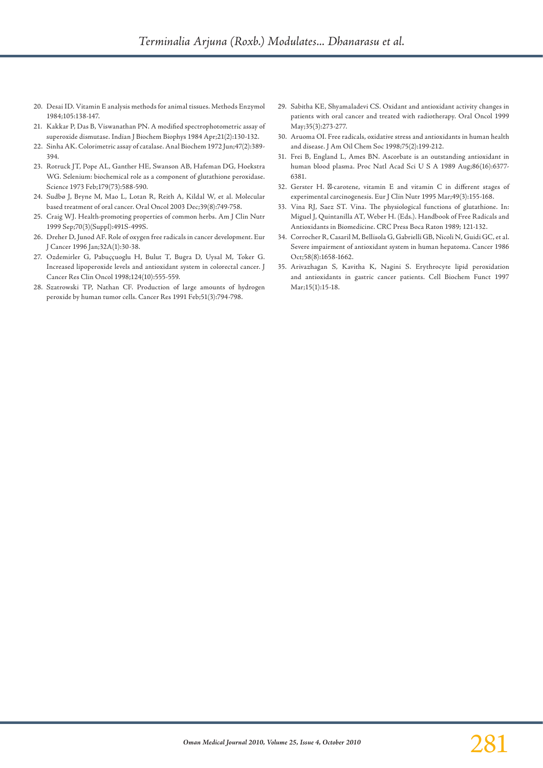20. Desai ID. Vitamin E analysis methods for animal tissues. Methods Enzymol 1984;105:138-147.
21. Kakkar P, Das B, Viswanathan PN. A modified spectrophotometric assay of superoxide dismutase. Indian J Biochem Biophys 1984 Apr;21(2):130-132.
22. Sinha AK. Colorimetric assay of catalase. Anal Biochem 1972 Jun;47(2):389-394.
23. Rotruck JT, Pope AL, Ganther HE, Swanson AB, Hafeman DG, Hoekstra WG. Selenium: biochemical role as a component of glutathione peroxidase. Science 1973 Feb;179(73):588-590.
24. Sudbø J, Bryne M, Mao L, Lotan R, Reith A, Kildal W, et al. Molecular based treatment of oral cancer. Oral Oncol 2003 Dec;39(8):749-758.
25. Craig WJ. Health-promoting properties of common herbs. Am J Clin Nutr 1999 Sep;70(3)(Suppl):491S-499S.
26. Dreher D, Junod AF. Role of oxygen free radicals in cancer development. Eur J Cancer 1996 Jan;32A(1):30-38.
27. Ozdemirler G, Pabuççuoglu H, Bulut T, Bugra D, Uysal M, Toker G. Increased lipoperoxide levels and antioxidant system in colorectal cancer. J Cancer Res Clin Oncol 1998;124(10):555-559.
28. Szatrowski TP, Nathan CF. Production of large amounts of hydrogen peroxide by human tumor cells. Cancer Res 1991 Feb;51(3):794-798.
29. Sabitha KE, Shyamaladevi CS. Oxidant and antioxidant activity changes in patients with oral cancer and treated with radiotherapy. Oral Oncol 1999 May;35(3):273-277.
30. Aruoma OI. Free radicals, oxidative stress and antioxidants in human health and disease. J Am Oil Chem Soc 1998;75(2):199-212.
31. Frei B, England L, Ames BN. Ascorbate is an outstanding antioxidant in human blood plasma. Proc Natl Acad Sci U S A 1989 Aug;86(16):6377-6381.
32. Gerster H. β-carotene, vitamin E and vitamin C in different stages of experimental carcinogenesis. Eur J Clin Nutr 1995 Mar;49(3):155-168.
33. Vina RJ, Saez ST. Vina. The physiological functions of glutathione. In: Miguel J, Quintanilla AT, Weber H. (Eds.). Handbook of Free Radicals and Antioxidants in Biomedicine. CRC Press Boca Raton 1989; 121-132.
34. Corrocher R, Casaril M, Bellisola G, Gabrielli GB, Nicoli N, Guidi GC, et al. Severe impairment of antioxidant system in human hepatoma. Cancer 1986 Oct;58(8):1658-1662.
35. Arivazhagan S, Kavitha K, Nagini S. Erythrocyte lipid peroxidation and antioxidants in gastric cancer patients. Cell Biochem Funct 1997 Mar;15(1):15-18.